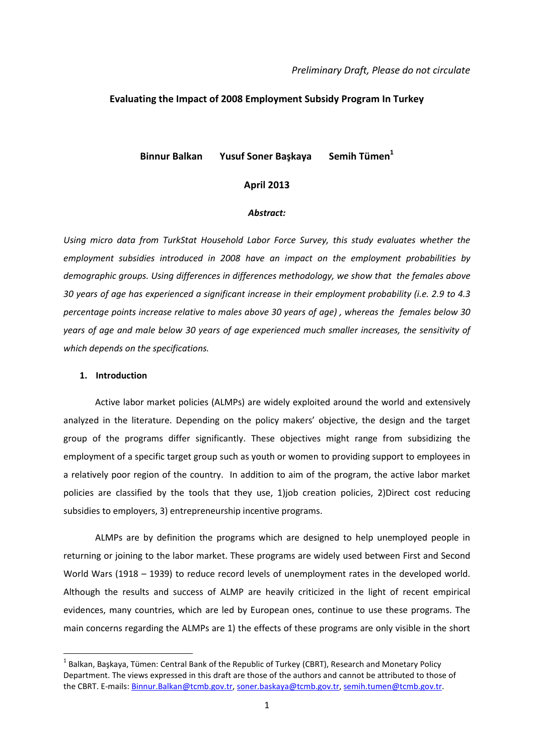*Preliminary Draft, Please do not circulate*

# Evaluating the Impact of 2008 Employment Subsidy Program In Turkey

**Binnur Balkan Yusuf Soner Başkaya Semih Tümen[1]**

**April 2013**

***Abstract:***

*Using micro data from TurkStat Household Labor Force Survey, this study evaluates whether the employment subsidies introduced in 2008 have an impact on the employment probabilities by demographic groups. Using differences in differences methodology, we show that the females above 30 years of age has experienced a significant increase in their employment probability (i.e. 2.9 to 4.3 percentage points increase relative to males above 30 years of age) , whereas the females below 30 years of age and male below 30 years of age experienced much smaller increases, the sensitivity of which depends on the specifications.*

## 1. Introduction

Active labor market policies (ALMPs) are widely exploited around the world and extensively analyzed in the literature. Depending on the policy makers' objective, the design and the target group of the programs differ significantly. These objectives might range from subsidizing the employment of a specific target group such as youth or women to providing support to employees in a relatively poor region of the country. In addition to aim of the program, the active labor market policies are classified by the tools that they use, 1)job creation policies, 2)Direct cost reducing subsidies to employers, 3) entrepreneurship incentive programs.

ALMPs are by definition the programs which are designed to help unemployed people in returning or joining to the labor market. These programs are widely used between First and Second World Wars (1918 – 1939) to reduce record levels of unemployment rates in the developed world. Although the results and success of ALMP are heavily criticized in the light of recent empirical evidences, many countries, which are led by European ones, continue to use these programs. The main concerns regarding the ALMPs are 1) the effects of these programs are only visible in the short

---

[1] Balkan, Başkaya, Tümen: Central Bank of the Republic of Turkey (CBRT), Research and Monetary Policy Department. The views expressed in this draft are those of the authors and cannot be attributed to those of the CBRT. E-mails: Binnur.Balkan@tcmb.gov.tr, soner.baskaya@tcmb.gov.tr, semih.tumen@tcmb.gov.tr.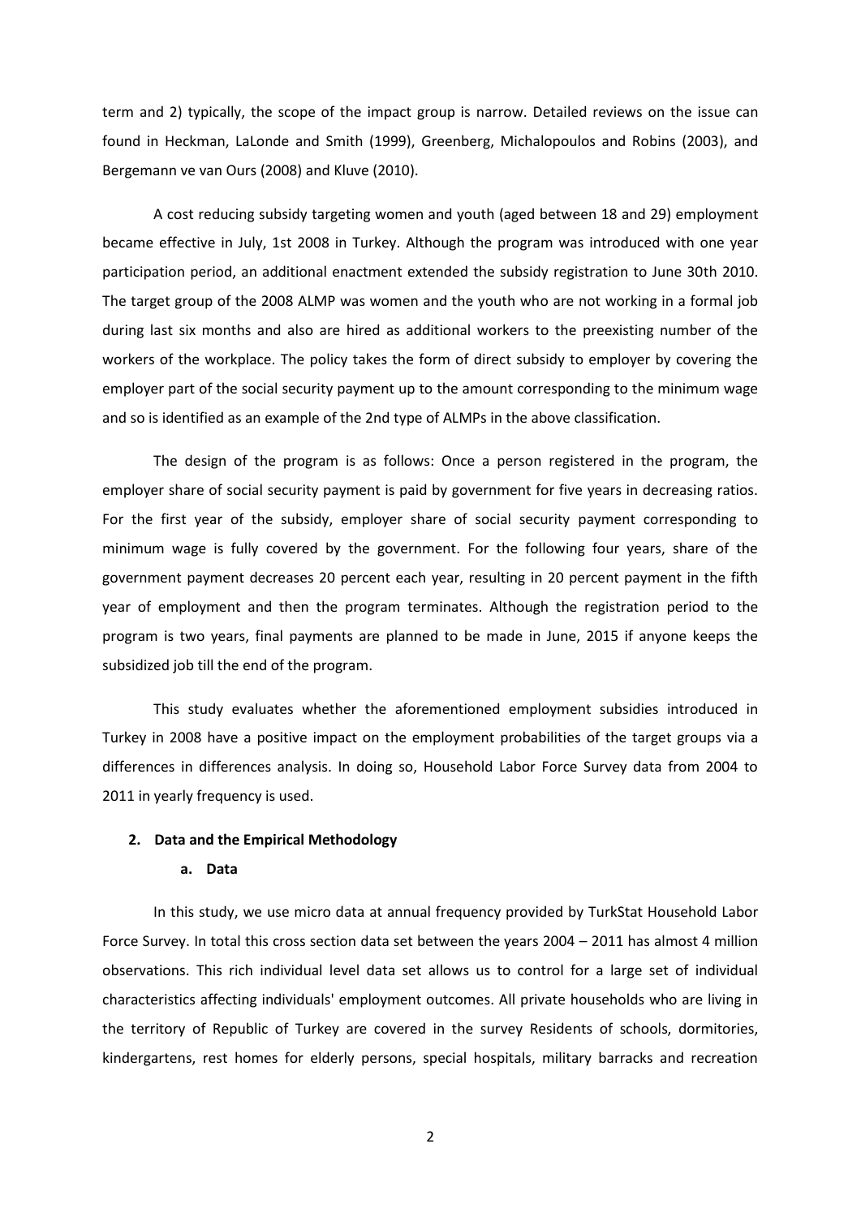term and 2) typically, the scope of the impact group is narrow. Detailed reviews on the issue can found in Heckman, LaLonde and Smith (1999), Greenberg, Michalopoulos and Robins (2003), and Bergemann ve van Ours (2008) and Kluve (2010).

A cost reducing subsidy targeting women and youth (aged between 18 and 29) employment became effective in July, 1st 2008 in Turkey. Although the program was introduced with one year participation period, an additional enactment extended the subsidy registration to June 30th 2010. The target group of the 2008 ALMP was women and the youth who are not working in a formal job during last six months and also are hired as additional workers to the preexisting number of the workers of the workplace. The policy takes the form of direct subsidy to employer by covering the employer part of the social security payment up to the amount corresponding to the minimum wage and so is identified as an example of the 2nd type of ALMPs in the above classification.

The design of the program is as follows: Once a person registered in the program, the employer share of social security payment is paid by government for five years in decreasing ratios. For the first year of the subsidy, employer share of social security payment corresponding to minimum wage is fully covered by the government. For the following four years, share of the government payment decreases 20 percent each year, resulting in 20 percent payment in the fifth year of employment and then the program terminates. Although the registration period to the program is two years, final payments are planned to be made in June, 2015 if anyone keeps the subsidized job till the end of the program.

This study evaluates whether the aforementioned employment subsidies introduced in Turkey in 2008 have a positive impact on the employment probabilities of the target groups via a differences in differences analysis. In doing so, Household Labor Force Survey data from 2004 to 2011 in yearly frequency is used.

## 2. Data and the Empirical Methodology

### a. Data

In this study, we use micro data at annual frequency provided by TurkStat Household Labor Force Survey. In total this cross section data set between the years 2004 – 2011 has almost 4 million observations. This rich individual level data set allows us to control for a large set of individual characteristics affecting individuals' employment outcomes. All private households who are living in the territory of Republic of Turkey are covered in the survey Residents of schools, dormitories, kindergartens, rest homes for elderly persons, special hospitals, military barracks and recreation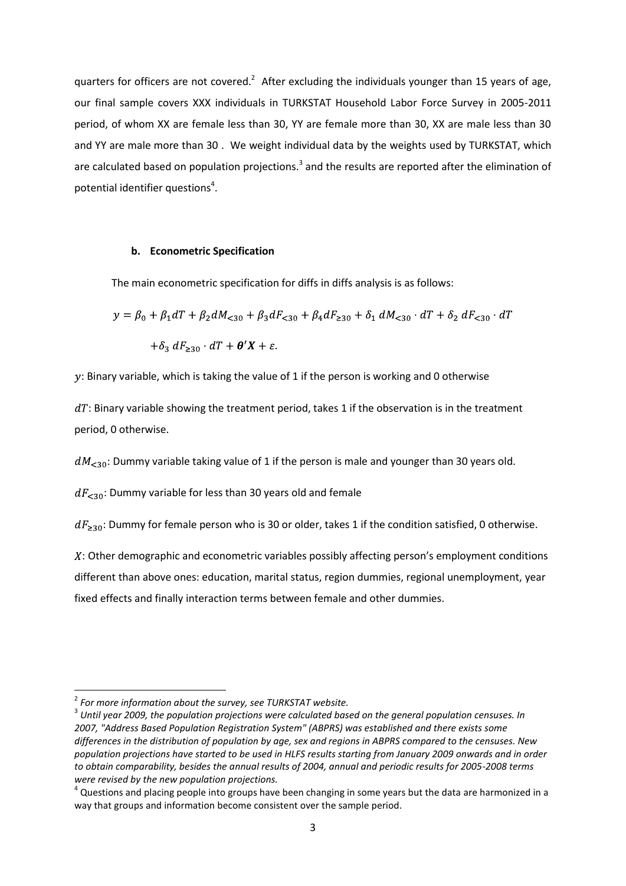quarters for officers are not covered.[2] After excluding the individuals younger than 15 years of age, our final sample covers XXX individuals in TURKSTAT Household Labor Force Survey in 2005-2011 period, of whom XX are female less than 30, YY are female more than 30, XX are male less than 30 and YY are male more than 30 . We weight individual data by the weights used by TURKSTAT, which are calculated based on population projections.[3] and the results are reported after the elimination of potential identifier questions[4].

#### b. Econometric Specification

The main econometric specification for diffs in diffs analysis is as follows:

$$y = \beta_0 + \beta_1 dT + \beta_2 dM_{<30} + \beta_3 dF_{<30} + \beta_4 dF_{\geq 30} + \delta_1 \, dM_{<30} \cdot dT + \delta_2 \, dF_{<30} \cdot dT$$
$$+ \delta_3 \, dF_{\geq 30} \cdot dT + \boldsymbol{\theta}'\boldsymbol{X} + \varepsilon.$$

$y$: Binary variable, which is taking the value of 1 if the person is working and 0 otherwise

$dT$: Binary variable showing the treatment period, takes 1 if the observation is in the treatment period, 0 otherwise.

$dM_{<30}$: Dummy variable taking value of 1 if the person is male and younger than 30 years old.

$dF_{<30}$: Dummy variable for less than 30 years old and female

$dF_{\geq 30}$: Dummy for female person who is 30 or older, takes 1 if the condition satisfied, 0 otherwise.

$X$: Other demographic and econometric variables possibly affecting person's employment conditions different than above ones: education, marital status, region dummies, regional unemployment, year fixed effects and finally interaction terms between female and other dummies.

---

[2] *For more information about the survey, see TURKSTAT website.*

[3] *Until year 2009, the population projections were calculated based on the general population censuses. In 2007, "Address Based Population Registration System" (ABPRS) was established and there exists some differences in the distribution of population by age, sex and regions in ABPRS compared to the censuses. New population projections have started to be used in HLFS results starting from January 2009 onwards and in order to obtain comparability, besides the annual results of 2004, annual and periodic results for 2005-2008 terms were revised by the new population projections.*

[4] Questions and placing people into groups have been changing in some years but the data are harmonized in a way that groups and information become consistent over the sample period.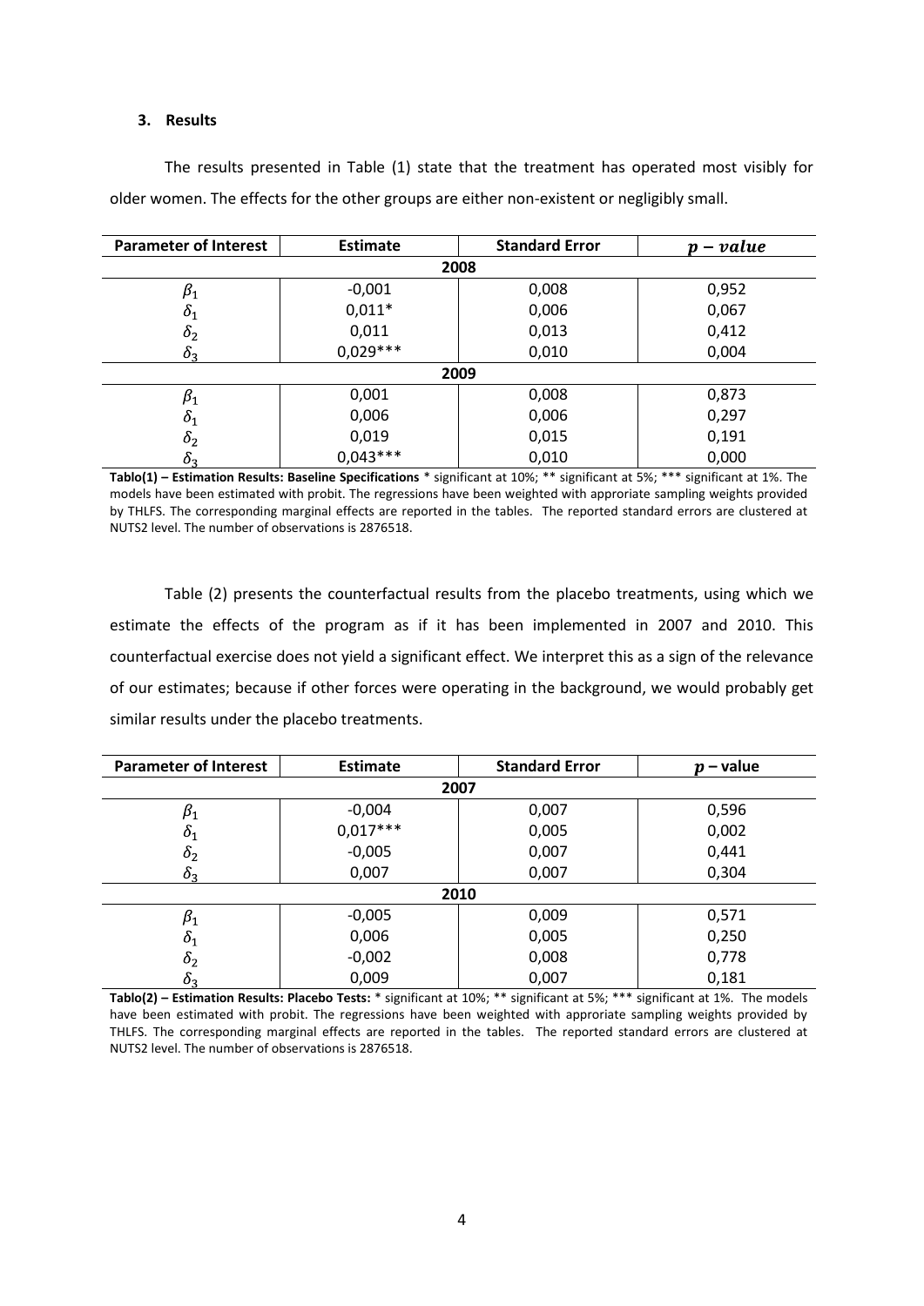### 3. Results

The results presented in Table (1) state that the treatment has operated most visibly for older women. The effects for the other groups are either non-existent or negligibly small.

| Parameter of Interest | Estimate | Standard Error | $p - value$ |
|---|---|---|---|
| **2008** | | | |
| $\beta_1$ | -0,001 | 0,008 | 0,952 |
| $\delta_1$ | 0,011* | 0,006 | 0,067 |
| $\delta_2$ | 0,011 | 0,013 | 0,412 |
| $\delta_3$ | 0,029*** | 0,010 | 0,004 |
| **2009** | | | |
| $\beta_1$ | 0,001 | 0,008 | 0,873 |
| $\delta_1$ | 0,006 | 0,006 | 0,297 |
| $\delta_2$ | 0,019 | 0,015 | 0,191 |
| $\delta_3$ | 0,043*** | 0,010 | 0,000 |

**Tablo(1) – Estimation Results: Baseline Specifications** * significant at 10%; ** significant at 5%; *** significant at 1%. The models have been estimated with probit. The regressions have been weighted with approriate sampling weights provided by THLFS. The corresponding marginal effects are reported in the tables. The reported standard errors are clustered at NUTS2 level. The number of observations is 2876518.

Table (2) presents the counterfactual results from the placebo treatments, using which we estimate the effects of the program as if it has been implemented in 2007 and 2010. This counterfactual exercise does not yield a significant effect. We interpret this as a sign of the relevance of our estimates; because if other forces were operating in the background, we would probably get similar results under the placebo treatments.

| Parameter of Interest | Estimate | Standard Error | $p$ – value |
|---|---|---|---|
| **2007** | | | |
| $\beta_1$ | -0,004 | 0,007 | 0,596 |
| $\delta_1$ | 0,017*** | 0,005 | 0,002 |
| $\delta_2$ | -0,005 | 0,007 | 0,441 |
| $\delta_3$ | 0,007 | 0,007 | 0,304 |
| **2010** | | | |
| $\beta_1$ | -0,005 | 0,009 | 0,571 |
| $\delta_1$ | 0,006 | 0,005 | 0,250 |
| $\delta_2$ | -0,002 | 0,008 | 0,778 |
| $\delta_3$ | 0,009 | 0,007 | 0,181 |

**Tablo(2) – Estimation Results: Placebo Tests:** * significant at 10%; ** significant at 5%; *** significant at 1%. The models have been estimated with probit. The regressions have been weighted with approriate sampling weights provided by THLFS. The corresponding marginal effects are reported in the tables. The reported standard errors are clustered at NUTS2 level. The number of observations is 2876518.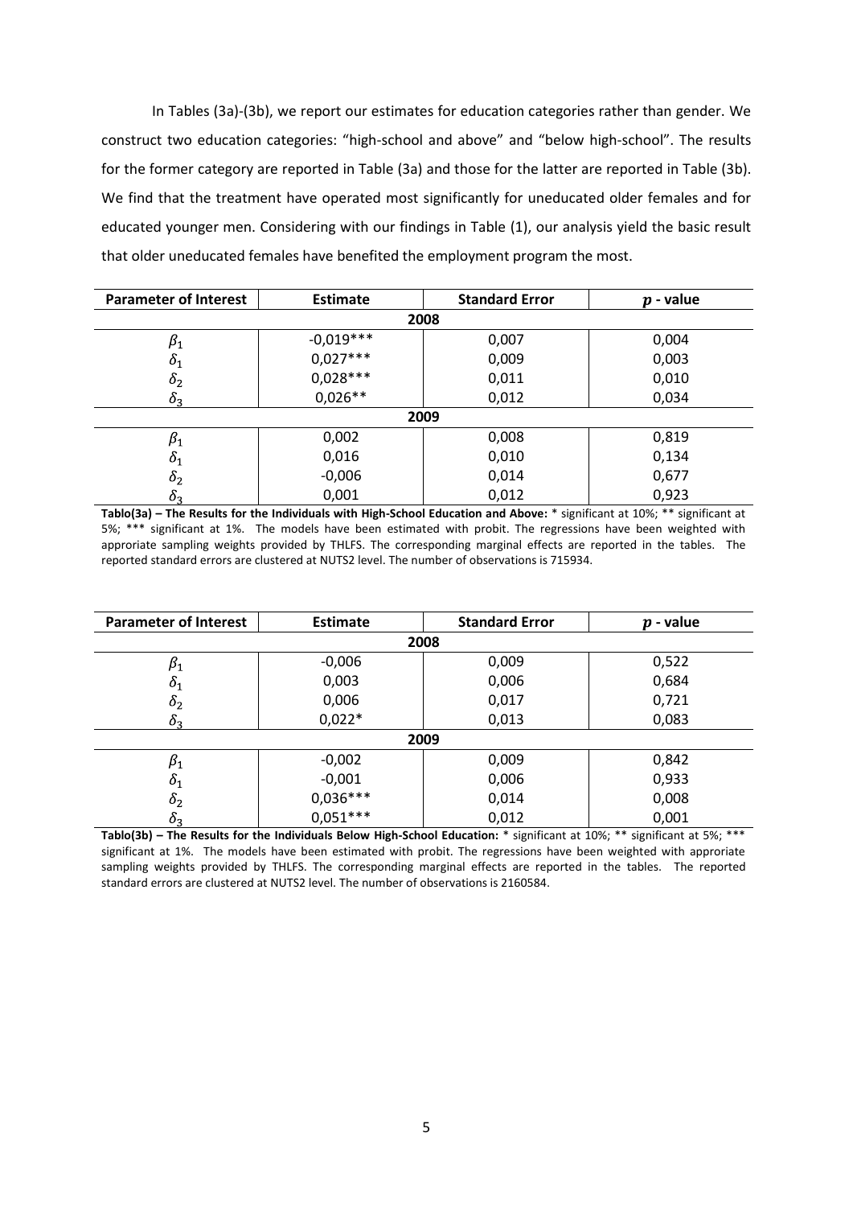In Tables (3a)-(3b), we report our estimates for education categories rather than gender. We construct two education categories: "high-school and above" and "below high-school". The results for the former category are reported in Table (3a) and those for the latter are reported in Table (3b). We find that the treatment have operated most significantly for uneducated older females and for educated younger men. Considering with our findings in Table (1), our analysis yield the basic result that older uneducated females have benefited the employment program the most.

| Parameter of Interest | Estimate | Standard Error | $p$ - value |
|---|---|---|---|
| **2008** | | | |
| $\beta_1$ | -0,019*** | 0,007 | 0,004 |
| $\delta_1$ | 0,027*** | 0,009 | 0,003 |
| $\delta_2$ | 0,028*** | 0,011 | 0,010 |
| $\delta_3$ | 0,026** | 0,012 | 0,034 |
| **2009** | | | |
| $\beta_1$ | 0,002 | 0,008 | 0,819 |
| $\delta_1$ | 0,016 | 0,010 | 0,134 |
| $\delta_2$ | -0,006 | 0,014 | 0,677 |
| $\delta_3$ | 0,001 | 0,012 | 0,923 |

**Tablo(3a) – The Results for the Individuals with High-School Education and Above:** * significant at 10%; ** significant at 5%; *** significant at 1%. The models have been estimated with probit. The regressions have been weighted with approriate sampling weights provided by THLFS. The corresponding marginal effects are reported in the tables. The reported standard errors are clustered at NUTS2 level. The number of observations is 715934.

| Parameter of Interest | Estimate | Standard Error | $p$ - value |
|---|---|---|---|
| **2008** | | | |
| $\beta_1$ | -0,006 | 0,009 | 0,522 |
| $\delta_1$ | 0,003 | 0,006 | 0,684 |
| $\delta_2$ | 0,006 | 0,017 | 0,721 |
| $\delta_3$ | 0,022* | 0,013 | 0,083 |
| **2009** | | | |
| $\beta_1$ | -0,002 | 0,009 | 0,842 |
| $\delta_1$ | -0,001 | 0,006 | 0,933 |
| $\delta_2$ | 0,036*** | 0,014 | 0,008 |
| $\delta_3$ | 0,051*** | 0,012 | 0,001 |

**Tablo(3b) – The Results for the Individuals Below High-School Education:** * significant at 10%; ** significant at 5%; *** significant at 1%. The models have been estimated with probit. The regressions have been weighted with approriate sampling weights provided by THLFS. The corresponding marginal effects are reported in the tables. The reported standard errors are clustered at NUTS2 level. The number of observations is 2160584.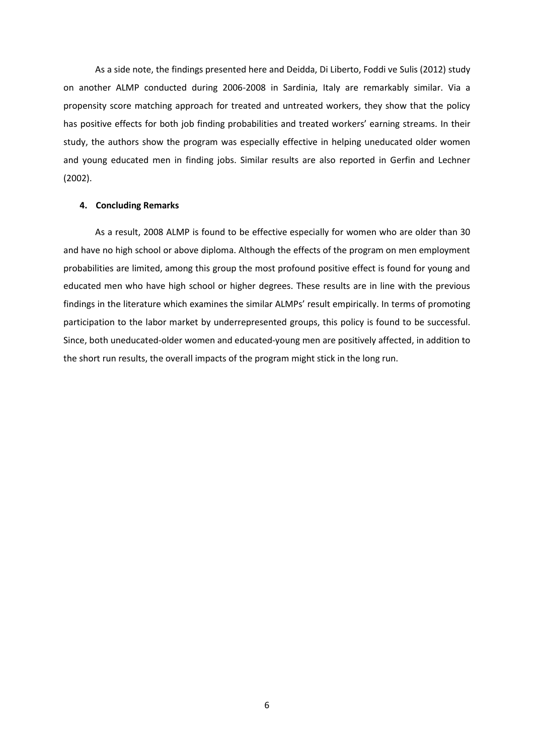As a side note, the findings presented here and Deidda, Di Liberto, Foddi ve Sulis (2012) study on another ALMP conducted during 2006-2008 in Sardinia, Italy are remarkably similar. Via a propensity score matching approach for treated and untreated workers, they show that the policy has positive effects for both job finding probabilities and treated workers' earning streams. In their study, the authors show the program was especially effective in helping uneducated older women and young educated men in finding jobs. Similar results are also reported in Gerfin and Lechner (2002).

### 4. Concluding Remarks

As a result, 2008 ALMP is found to be effective especially for women who are older than 30 and have no high school or above diploma. Although the effects of the program on men employment probabilities are limited, among this group the most profound positive effect is found for young and educated men who have high school or higher degrees. These results are in line with the previous findings in the literature which examines the similar ALMPs' result empirically. In terms of promoting participation to the labor market by underrepresented groups, this policy is found to be successful. Since, both uneducated-older women and educated-young men are positively affected, in addition to the short run results, the overall impacts of the program might stick in the long run.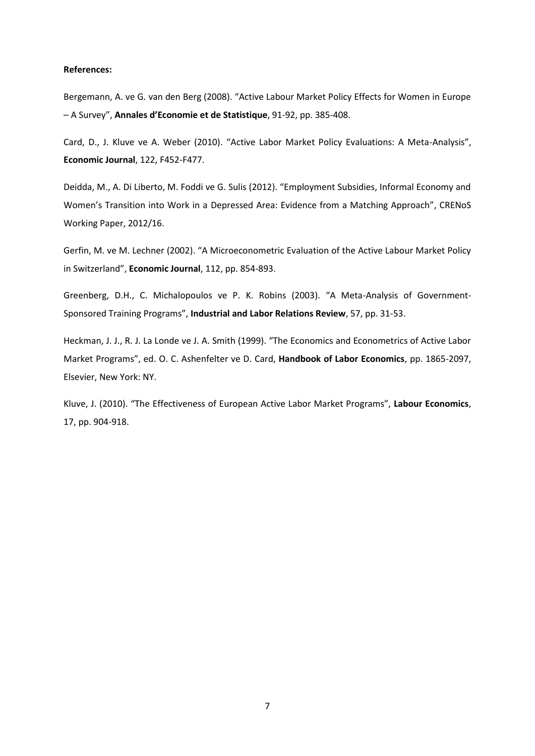**References:**

Bergemann, A. ve G. van den Berg (2008). “Active Labour Market Policy Effects for Women in Europe – A Survey”, **Annales d’Economie et de Statistique**, 91-92, pp. 385-408.

Card, D., J. Kluve ve A. Weber (2010). “Active Labor Market Policy Evaluations: A Meta-Analysis”, **Economic Journal**, 122, F452-F477.

Deidda, M., A. Di Liberto, M. Foddi ve G. Sulis (2012). “Employment Subsidies, Informal Economy and Women’s Transition into Work in a Depressed Area: Evidence from a Matching Approach”, CRENoS Working Paper, 2012/16.

Gerfin, M. ve M. Lechner (2002). “A Microeconometric Evaluation of the Active Labour Market Policy in Switzerland”, **Economic Journal**, 112, pp. 854-893.

Greenberg, D.H., C. Michalopoulos ve P. K. Robins (2003). “A Meta-Analysis of Government-Sponsored Training Programs”, **Industrial and Labor Relations Review**, 57, pp. 31-53.

Heckman, J. J., R. J. La Londe ve J. A. Smith (1999). “The Economics and Econometrics of Active Labor Market Programs”, ed. O. C. Ashenfelter ve D. Card, **Handbook of Labor Economics**, pp. 1865-2097, Elsevier, New York: NY.

Kluve, J. (2010). “The Effectiveness of European Active Labor Market Programs”, **Labour Economics**, 17, pp. 904-918.